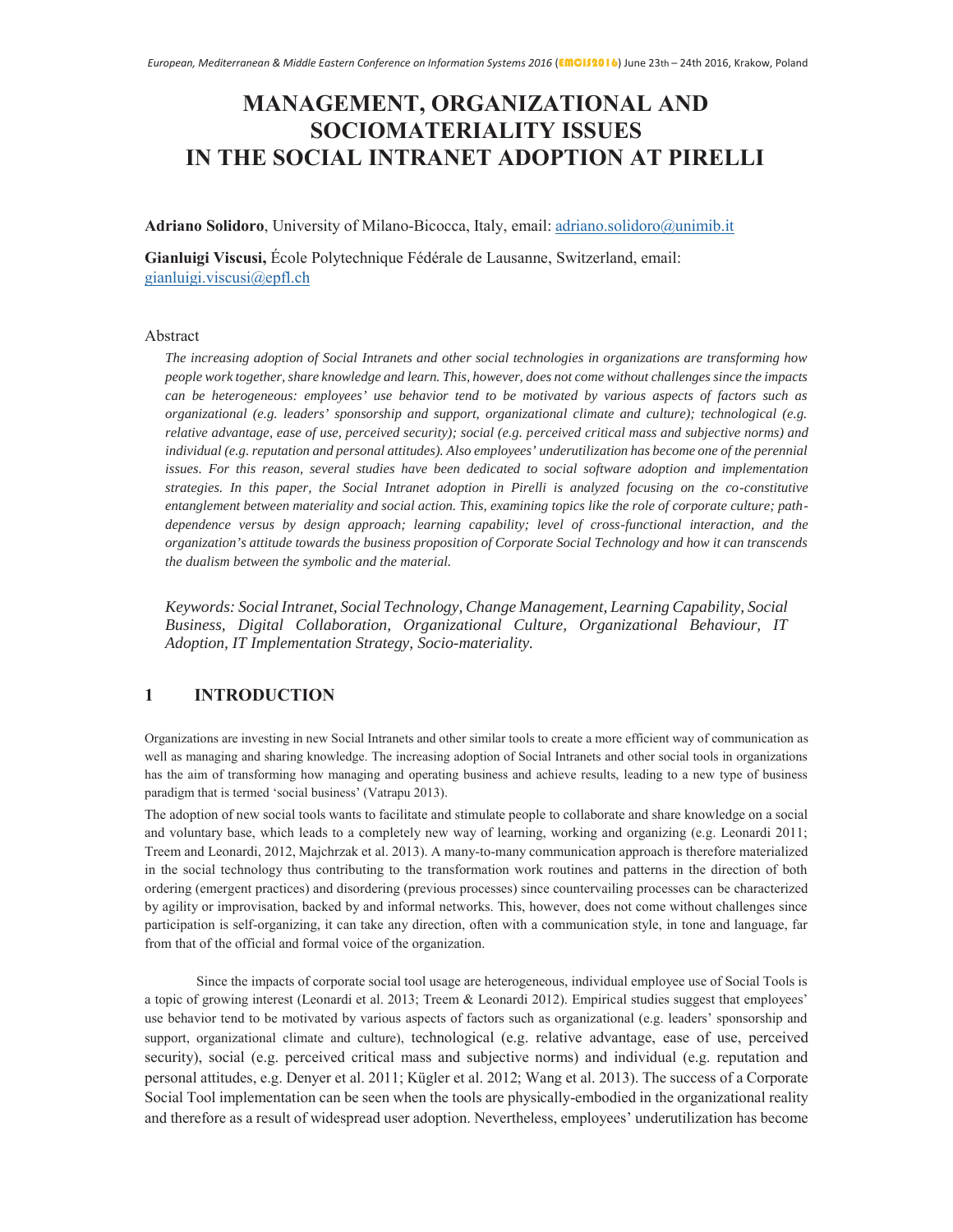# MANAGEMENT, ORGANIZATIONAL AND SOCIOMATERIALITY ISSUES IN THE SOCIAL INTRANET ADOPTION AT PIRELLI

**Adriano Solidoro**, University of Milano-Bicocca, Italy, email: adriano.solidoro@unimib.it

**Gianluigi Viscusi,** École Polytechnique Fédérale de Lausanne, Switzerland, email: gianluigi.viscusi@epfl.ch

Abstract

*The increasing adoption of Social Intranets and other social technologies in organizations are transforming how people work together, share knowledge and learn. This, however, does not come without challenges since the impacts can be heterogeneous: employees' use behavior tend to be motivated by various aspects of factors such as organizational (e.g. leaders' sponsorship and support, organizational climate and culture); technological (e.g. relative advantage, ease of use, perceived security); social (e.g. perceived critical mass and subjective norms) and individual (e.g. reputation and personal attitudes). Also employees' underutilization has become one of the perennial issues. For this reason, several studies have been dedicated to social software adoption and implementation strategies. In this paper, the Social Intranet adoption in Pirelli is analyzed focusing on the co-constitutive entanglement between materiality and social action. This, examining topics like the role of corporate culture; path-dependence versus by design approach; learning capability; level of cross-functional interaction, and the organization's attitude towards the business proposition of Corporate Social Technology and how it can transcends the dualism between the symbolic and the material.*

*Keywords: Social Intranet, Social Technology, Change Management, Learning Capability, Social Business, Digital Collaboration, Organizational Culture, Organizational Behaviour, IT Adoption, IT Implementation Strategy, Socio-materiality.*

## 1 INTRODUCTION

Organizations are investing in new Social Intranets and other similar tools to create a more efficient way of communication as well as managing and sharing knowledge. The increasing adoption of Social Intranets and other social tools in organizations has the aim of transforming how managing and operating business and achieve results, leading to a new type of business paradigm that is termed 'social business' (Vatrapu 2013).

The adoption of new social tools wants to facilitate and stimulate people to collaborate and share knowledge on a social and voluntary base, which leads to a completely new way of learning, working and organizing (e.g. Leonardi 2011; Treem and Leonardi, 2012, Majchrzak et al. 2013). A many-to-many communication approach is therefore materialized in the social technology thus contributing to the transformation work routines and patterns in the direction of both ordering (emergent practices) and disordering (previous processes) since countervailing processes can be characterized by agility or improvisation, backed by and informal networks. This, however, does not come without challenges since participation is self-organizing, it can take any direction, often with a communication style, in tone and language, far from that of the official and formal voice of the organization.

Since the impacts of corporate social tool usage are heterogeneous, individual employee use of Social Tools is a topic of growing interest (Leonardi et al. 2013; Treem & Leonardi 2012). Empirical studies suggest that employees' use behavior tend to be motivated by various aspects of factors such as organizational (e.g. leaders' sponsorship and support, organizational climate and culture), technological (e.g. relative advantage, ease of use, perceived security), social (e.g. perceived critical mass and subjective norms) and individual (e.g. reputation and personal attitudes, e.g. Denyer et al. 2011; Kügler et al. 2012; Wang et al. 2013). The success of a Corporate Social Tool implementation can be seen when the tools are physically-embodied in the organizational reality and therefore as a result of widespread user adoption. Nevertheless, employees' underutilization has become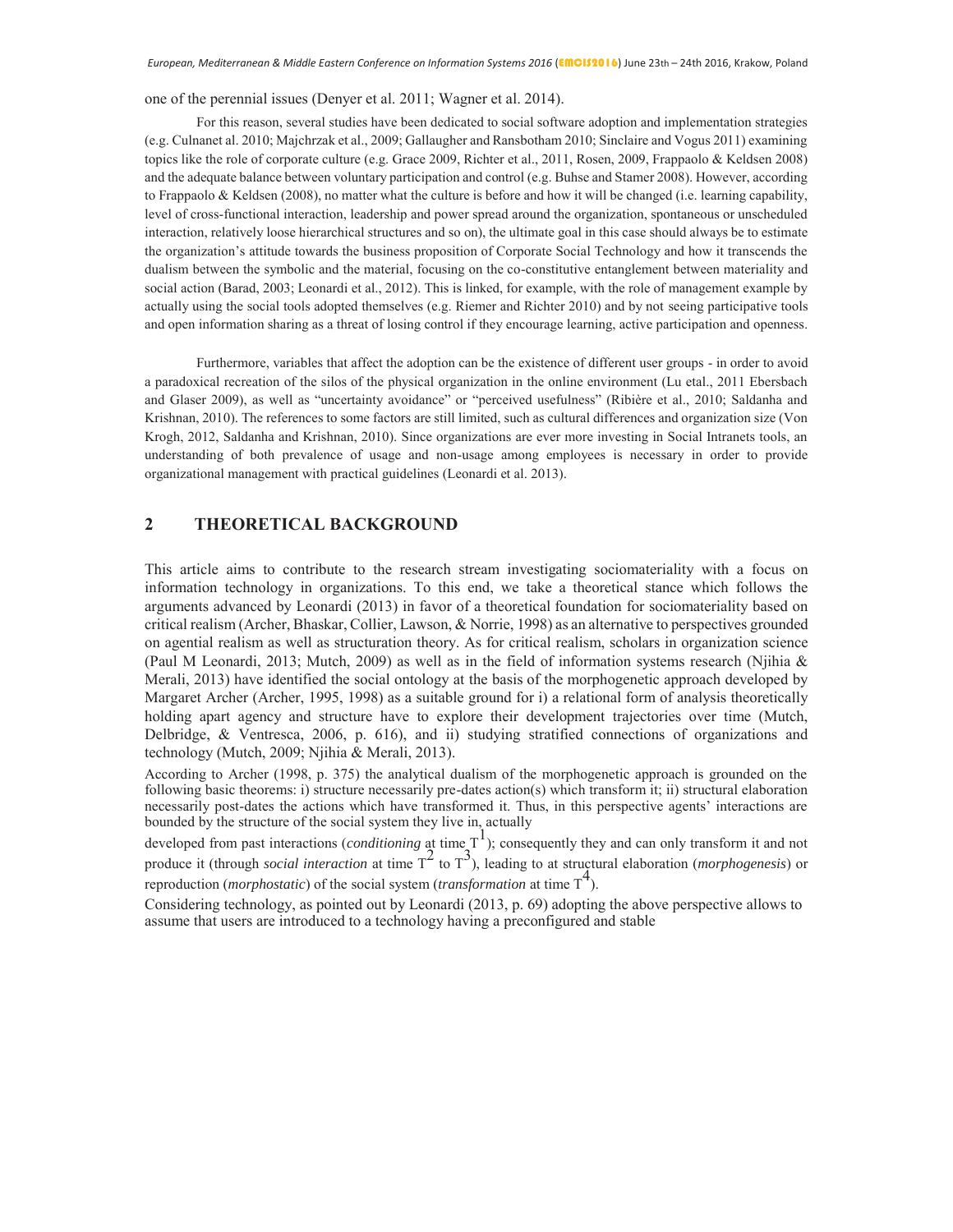one of the perennial issues (Denyer et al. 2011; Wagner et al. 2014).

For this reason, several studies have been dedicated to social software adoption and implementation strategies (e.g. Culnanet al. 2010; Majchrzak et al., 2009; Gallaugher and Ransbotham 2010; Sinclaire and Vogus 2011) examining topics like the role of corporate culture (e.g. Grace 2009, Richter et al., 2011, Rosen, 2009, Frappaolo & Keldsen 2008) and the adequate balance between voluntary participation and control (e.g. Buhse and Stamer 2008). However, according to Frappaolo & Keldsen (2008), no matter what the culture is before and how it will be changed (i.e. learning capability, level of cross-functional interaction, leadership and power spread around the organization, spontaneous or unscheduled interaction, relatively loose hierarchical structures and so on), the ultimate goal in this case should always be to estimate the organization's attitude towards the business proposition of Corporate Social Technology and how it transcends the dualism between the symbolic and the material, focusing on the co-constitutive entanglement between materiality and social action (Barad, 2003; Leonardi et al., 2012). This is linked, for example, with the role of management example by actually using the social tools adopted themselves (e.g. Riemer and Richter 2010) and by not seeing participative tools and open information sharing as a threat of losing control if they encourage learning, active participation and openness.

Furthermore, variables that affect the adoption can be the existence of different user groups - in order to avoid a paradoxical recreation of the silos of the physical organization in the online environment (Lu etal., 2011 Ebersbach and Glaser 2009), as well as "uncertainty avoidance" or "perceived usefulness" (Ribière et al., 2010; Saldanha and Krishnan, 2010). The references to some factors are still limited, such as cultural differences and organization size (Von Krogh, 2012, Saldanha and Krishnan, 2010). Since organizations are ever more investing in Social Intranets tools, an understanding of both prevalence of usage and non-usage among employees is necessary in order to provide organizational management with practical guidelines (Leonardi et al. 2013).

## 2 THEORETICAL BACKGROUND

This article aims to contribute to the research stream investigating sociomateriality with a focus on information technology in organizations. To this end, we take a theoretical stance which follows the arguments advanced by Leonardi (2013) in favor of a theoretical foundation for sociomateriality based on critical realism (Archer, Bhaskar, Collier, Lawson, & Norrie, 1998) as an alternative to perspectives grounded on agential realism as well as structuration theory. As for critical realism, scholars in organization science (Paul M Leonardi, 2013; Mutch, 2009) as well as in the field of information systems research (Njihia & Merali, 2013) have identified the social ontology at the basis of the morphogenetic approach developed by Margaret Archer (Archer, 1995, 1998) as a suitable ground for i) a relational form of analysis theoretically holding apart agency and structure have to explore their development trajectories over time (Mutch, Delbridge, & Ventresca, 2006, p. 616), and ii) studying stratified connections of organizations and technology (Mutch, 2009; Njihia & Merali, 2013).

According to Archer (1998, p. 375) the analytical dualism of the morphogenetic approach is grounded on the following basic theorems: i) structure necessarily pre-dates action(s) which transform it; ii) structural elaboration necessarily post-dates the actions which have transformed it. Thus, in this perspective agents' interactions are bounded by the structure of the social system they live in, actually developed from past interactions (*conditioning* at time $T^1$); consequently they and can only transform it and not produce it (through *social interaction* at time $T^2$ to $T^3$), leading to at structural elaboration (*morphogenesis*) or reproduction (*morphostatic*) of the social system (*transformation* at time $T^4$).

Considering technology, as pointed out by Leonardi (2013, p. 69) adopting the above perspective allows to assume that users are introduced to a technology having a preconfigured and stable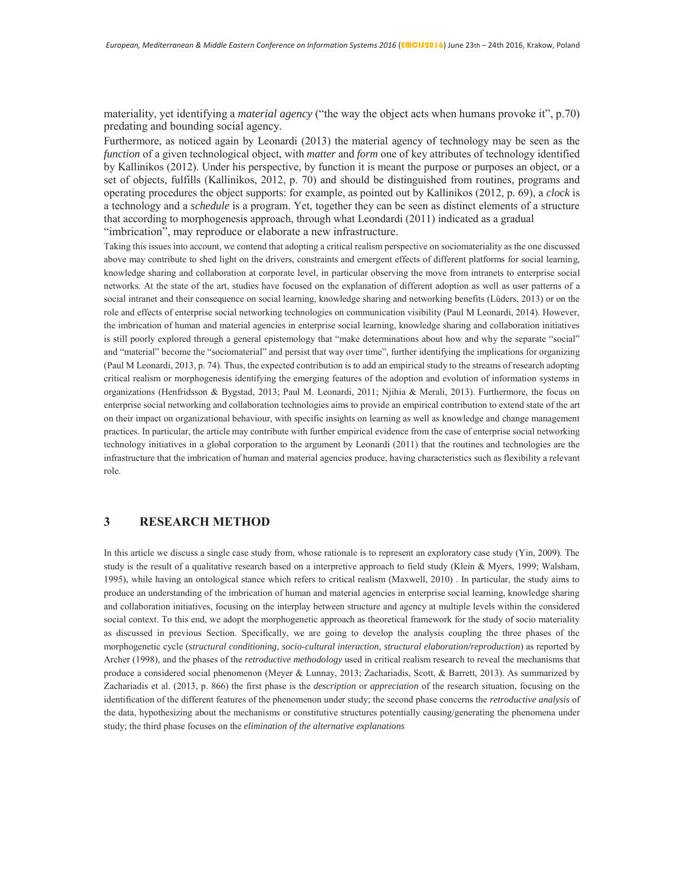materiality, yet identifying a *material agency* ("the way the object acts when humans provoke it", p.70) predating and bounding social agency.

Furthermore, as noticed again by Leonardi (2013) the material agency of technology may be seen as the *function* of a given technological object, with *matter* and *form* one of key attributes of technology identified by Kallinikos (2012). Under his perspective, by function it is meant the purpose or purposes an object, or a set of objects, fulfills (Kallinikos, 2012, p. 70) and should be distinguished from routines, programs and operating procedures the object supports: for example, as pointed out by Kallinikos (2012, p. 69), a *clock* is a technology and a *schedule* is a program. Yet, together they can be seen as distinct elements of a structure that according to morphogenesis approach, through what Leondardi (2011) indicated as a gradual "imbrication", may reproduce or elaborate a new infrastructure.

Taking this issues into account, we contend that adopting a critical realism perspective on sociomateriality as the one discussed above may contribute to shed light on the drivers, constraints and emergent effects of different platforms for social learning, knowledge sharing and collaboration at corporate level, in particular observing the move from intranets to enterprise social networks. At the state of the art, studies have focused on the explanation of different adoption as well as user patterns of a social intranet and their consequence on social learning, knowledge sharing and networking benefits (Lüders, 2013) or on the role and effects of enterprise social networking technologies on communication visibility (Paul M Leonardi, 2014). However, the imbrication of human and material agencies in enterprise social learning, knowledge sharing and collaboration initiatives is still poorly explored through a general epistemology that "make determinations about how and why the separate "social" and "material" become the "sociomaterial" and persist that way over time", further identifying the implications for organizing (Paul M Leonardi, 2013, p. 74). Thus, the expected contribution is to add an empirical study to the streams of research adopting critical realism or morphogenesis identifying the emerging features of the adoption and evolution of information systems in organizations (Henfridsson & Bygstad, 2013; Paul M. Leonardi, 2011; Njihia & Merali, 2013). Furthermore, the focus on enterprise social networking and collaboration technologies aims to provide an empirical contribution to extend state of the art on their impact on organizational behaviour, with specific insights on learning as well as knowledge and change management practices. In particular, the article may contribute with further empirical evidence from the case of enterprise social networking technology initiatives in a global corporation to the argument by Leonardi (2011) that the routines and technologies are the infrastructure that the imbrication of human and material agencies produce, having characteristics such as flexibility a relevant role.

## 3 RESEARCH METHOD

In this article we discuss a single case study from, whose rationale is to represent an exploratory case study (Yin, 2009). The study is the result of a qualitative research based on a interpretive approach to field study (Klein & Myers, 1999; Walsham, 1995), while having an ontological stance which refers to critical realism (Maxwell, 2010) . In particular, the study aims to produce an understanding of the imbrication of human and material agencies in enterprise social learning, knowledge sharing and collaboration initiatives, focusing on the interplay between structure and agency at multiple levels within the considered social context. To this end, we adopt the morphogenetic approach as theoretical framework for the study of socio materiality as discussed in previous Section. Specifically, we are going to develop the analysis coupling the three phases of the morphogenetic cycle (*structural conditioning*, *socio-cultural interaction*, *structural elaboration/reproduction*) as reported by Archer (1998), and the phases of the *retroductive methodology* used in critical realism research to reveal the mechanisms that produce a considered social phenomenon (Meyer & Lunnay, 2013; Zachariadis, Scott, & Barrett, 2013). As summarized by Zachariadis et al. (2013, p. 866) the first phase is the *description* or *appreciation* of the research situation, focusing on the identification of the different features of the phenomenon under study; the second phase concerns the *retroductive analysis* of the data, hypothesizing about the mechanisms or constitutive structures potentially causing/generating the phenomena under study; the third phase focuses on the *elimination of the alternative explanations*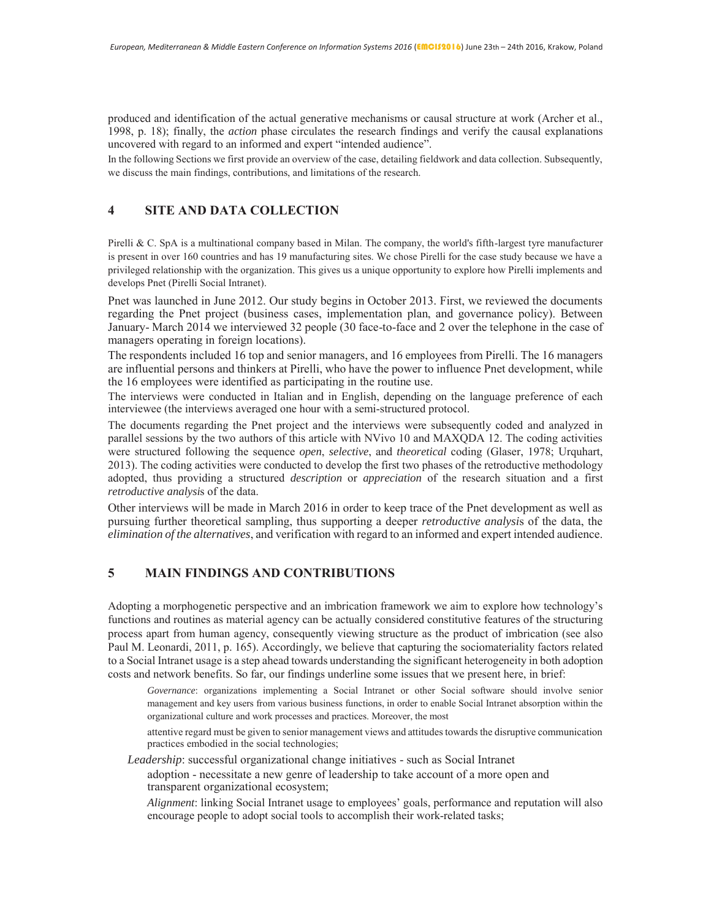produced and identification of the actual generative mechanisms or causal structure at work (Archer et al., 1998, p. 18); finally, the *action* phase circulates the research findings and verify the causal explanations uncovered with regard to an informed and expert "intended audience".

In the following Sections we first provide an overview of the case, detailing fieldwork and data collection. Subsequently, we discuss the main findings, contributions, and limitations of the research.

## 4 SITE AND DATA COLLECTION

Pirelli & C. SpA is a multinational company based in Milan. The company, the world's fifth-largest tyre manufacturer is present in over 160 countries and has 19 manufacturing sites. We chose Pirelli for the case study because we have a privileged relationship with the organization. This gives us a unique opportunity to explore how Pirelli implements and develops Pnet (Pirelli Social Intranet).

Pnet was launched in June 2012. Our study begins in October 2013. First, we reviewed the documents regarding the Pnet project (business cases, implementation plan, and governance policy). Between January- March 2014 we interviewed 32 people (30 face-to-face and 2 over the telephone in the case of managers operating in foreign locations).

The respondents included 16 top and senior managers, and 16 employees from Pirelli. The 16 managers are influential persons and thinkers at Pirelli, who have the power to influence Pnet development, while the 16 employees were identified as participating in the routine use.

The interviews were conducted in Italian and in English, depending on the language preference of each interviewee (the interviews averaged one hour with a semi-structured protocol.

The documents regarding the Pnet project and the interviews were subsequently coded and analyzed in parallel sessions by the two authors of this article with NVivo 10 and MAXQDA 12. The coding activities were structured following the sequence *open*, *selective*, and *theoretical* coding (Glaser, 1978; Urquhart, 2013). The coding activities were conducted to develop the first two phases of the retroductive methodology adopted, thus providing a structured *description* or *appreciation* of the research situation and a first *retroductive analysis* of the data.

Other interviews will be made in March 2016 in order to keep trace of the Pnet development as well as pursuing further theoretical sampling, thus supporting a deeper *retroductive analysis* of the data, the *elimination of the alternatives*, and verification with regard to an informed and expert intended audience.

## 5 MAIN FINDINGS AND CONTRIBUTIONS

Adopting a morphogenetic perspective and an imbrication framework we aim to explore how technology's functions and routines as material agency can be actually considered constitutive features of the structuring process apart from human agency, consequently viewing structure as the product of imbrication (see also Paul M. Leonardi, 2011, p. 165). Accordingly, we believe that capturing the sociomateriality factors related to a Social Intranet usage is a step ahead towards understanding the significant heterogeneity in both adoption costs and network benefits. So far, our findings underline some issues that we present here, in brief:

- *Governance*: organizations implementing a Social Intranet or other Social software should involve senior management and key users from various business functions, in order to enable Social Intranet absorption within the organizational culture and work processes and practices. Moreover, the most attentive regard must be given to senior management views and attitudes towards the disruptive communication practices embodied in the social technologies;
- *Leadership*: successful organizational change initiatives - such as Social Intranet adoption - necessitate a new genre of leadership to take account of a more open and transparent organizational ecosystem;
- *Alignment*: linking Social Intranet usage to employees' goals, performance and reputation will also encourage people to adopt social tools to accomplish their work-related tasks;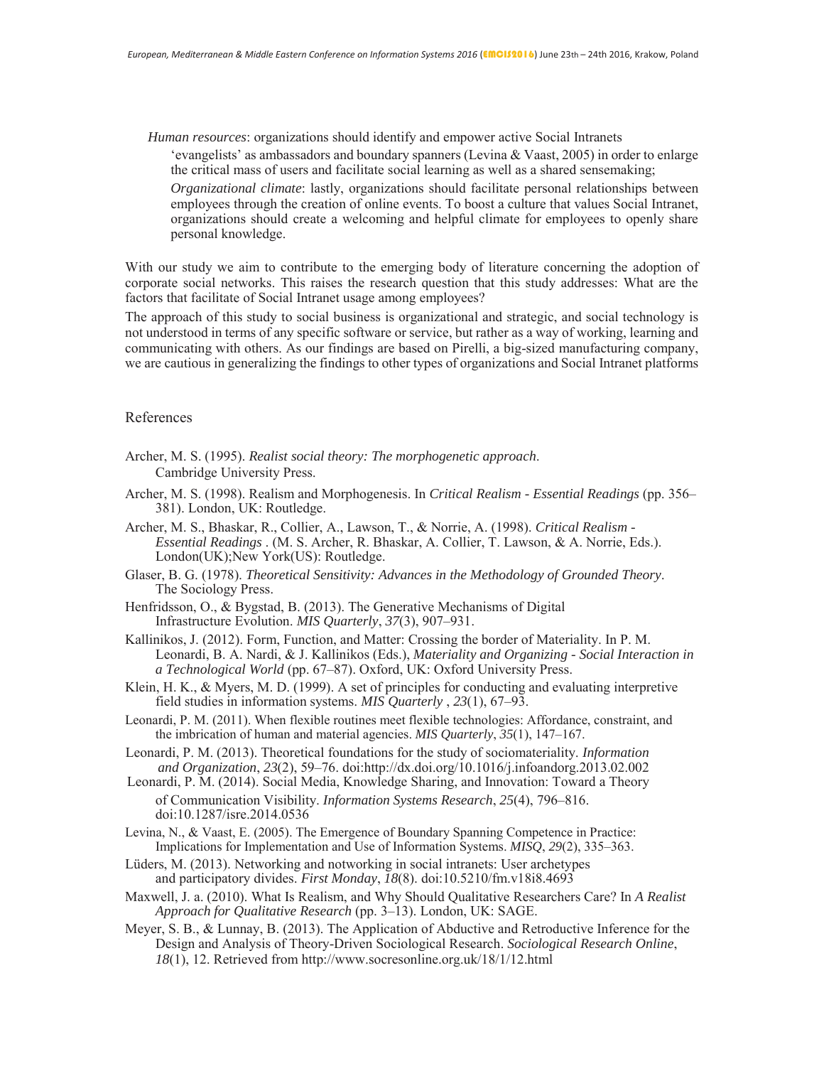*Human resources*: organizations should identify and empower active Social Intranets 'evangelists' as ambassadors and boundary spanners (Levina & Vaast, 2005) in order to enlarge the critical mass of users and facilitate social learning as well as a shared sensemaking;

*Organizational climate*: lastly, organizations should facilitate personal relationships between employees through the creation of online events. To boost a culture that values Social Intranet, organizations should create a welcoming and helpful climate for employees to openly share personal knowledge.

With our study we aim to contribute to the emerging body of literature concerning the adoption of corporate social networks. This raises the research question that this study addresses: What are the factors that facilitate of Social Intranet usage among employees?

The approach of this study to social business is organizational and strategic, and social technology is not understood in terms of any specific software or service, but rather as a way of working, learning and communicating with others. As our findings are based on Pirelli, a big-sized manufacturing company, we are cautious in generalizing the findings to other types of organizations and Social Intranet platforms

## References

Archer, M. S. (1995). *Realist social theory: The morphogenetic approach*. Cambridge University Press.

Archer, M. S. (1998). Realism and Morphogenesis. In *Critical Realism - Essential Readings* (pp. 356–381). London, UK: Routledge.

Archer, M. S., Bhaskar, R., Collier, A., Lawson, T., & Norrie, A. (1998). *Critical Realism - Essential Readings* . (M. S. Archer, R. Bhaskar, A. Collier, T. Lawson, & A. Norrie, Eds.). London(UK);New York(US): Routledge.

Glaser, B. G. (1978). *Theoretical Sensitivity: Advances in the Methodology of Grounded Theory*. The Sociology Press.

Henfridsson, O., & Bygstad, B. (2013). The Generative Mechanisms of Digital Infrastructure Evolution. *MIS Quarterly*, *37*(3), 907–931.

Kallinikos, J. (2012). Form, Function, and Matter: Crossing the border of Materiality. In P. M. Leonardi, B. A. Nardi, & J. Kallinikos (Eds.), *Materiality and Organizing - Social Interaction in a Technological World* (pp. 67–87). Oxford, UK: Oxford University Press.

Klein, H. K., & Myers, M. D. (1999). A set of principles for conducting and evaluating interpretive field studies in information systems. *MIS Quarterly* , *23*(1), 67–93.

Leonardi, P. M. (2011). When flexible routines meet flexible technologies: Affordance, constraint, and the imbrication of human and material agencies. *MIS Quarterly*, *35*(1), 147–167.

Leonardi, P. M. (2013). Theoretical foundations for the study of sociomateriality. *Information and Organization*, *23*(2), 59–76. doi:http://dx.doi.org/10.1016/j.infoandorg.2013.02.002

Leonardi, P. M. (2014). Social Media, Knowledge Sharing, and Innovation: Toward a Theory of Communication Visibility. *Information Systems Research*, *25*(4), 796–816. doi:10.1287/isre.2014.0536

Levina, N., & Vaast, E. (2005). The Emergence of Boundary Spanning Competence in Practice: Implications for Implementation and Use of Information Systems. *MISQ*, *29*(2), 335–363.

Lüders, M. (2013). Networking and notworking in social intranets: User archetypes and participatory divides. *First Monday*, *18*(8). doi:10.5210/fm.v18i8.4693

Maxwell, J. a. (2010). What Is Realism, and Why Should Qualitative Researchers Care? In *A Realist Approach for Qualitative Research* (pp. 3–13). London, UK: SAGE.

Meyer, S. B., & Lunnay, B. (2013). The Application of Abductive and Retroductive Inference for the Design and Analysis of Theory-Driven Sociological Research. *Sociological Research Online*, *18*(1), 12. Retrieved from http://www.socresonline.org.uk/18/1/12.html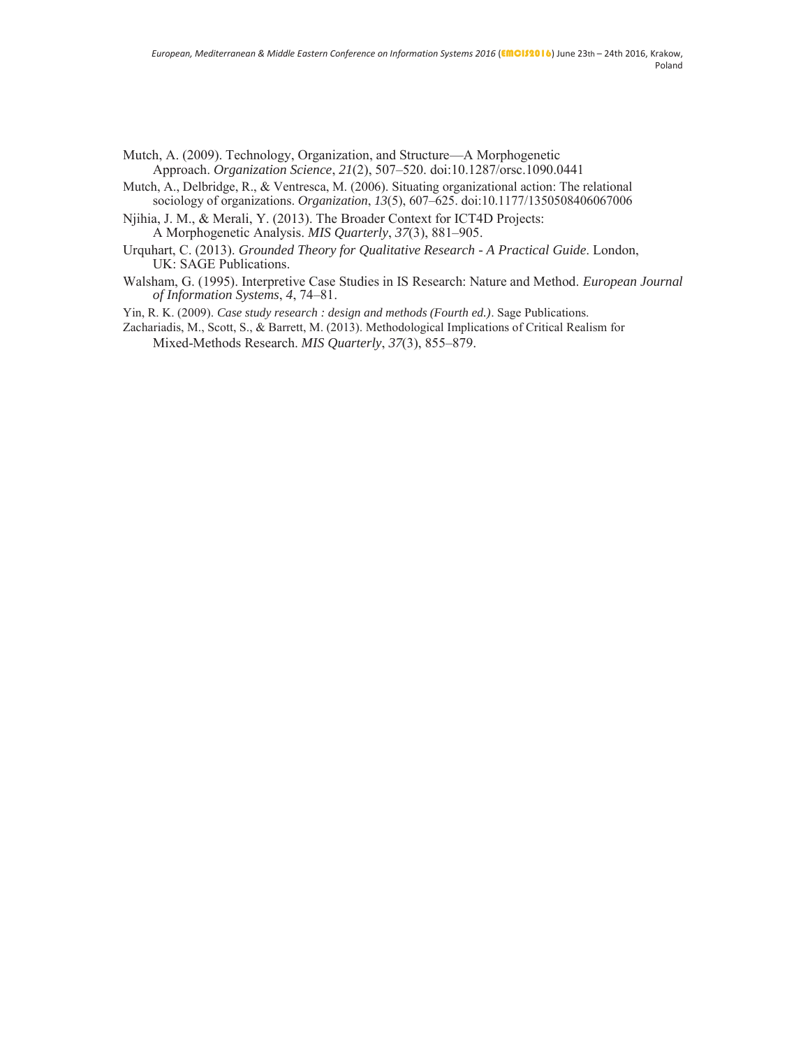Mutch, A. (2009). Technology, Organization, and Structure—A Morphogenetic Approach. *Organization Science*, *21*(2), 507–520. doi:10.1287/orsc.1090.0441

Mutch, A., Delbridge, R., & Ventresca, M. (2006). Situating organizational action: The relational sociology of organizations. *Organization*, *13*(5), 607–625. doi:10.1177/1350508406067006

Njihia, J. M., & Merali, Y. (2013). The Broader Context for ICT4D Projects: A Morphogenetic Analysis. *MIS Quarterly*, *37*(3), 881–905.

Urquhart, C. (2013). *Grounded Theory for Qualitative Research - A Practical Guide*. London, UK: SAGE Publications.

Walsham, G. (1995). Interpretive Case Studies in IS Research: Nature and Method. *European Journal of Information Systems*, *4*, 74–81.

Yin, R. K. (2009). *Case study research : design and methods (Fourth ed.)*. Sage Publications.

Zachariadis, M., Scott, S., & Barrett, M. (2013). Methodological Implications of Critical Realism for Mixed-Methods Research. *MIS Quarterly*, *37*(3), 855–879.